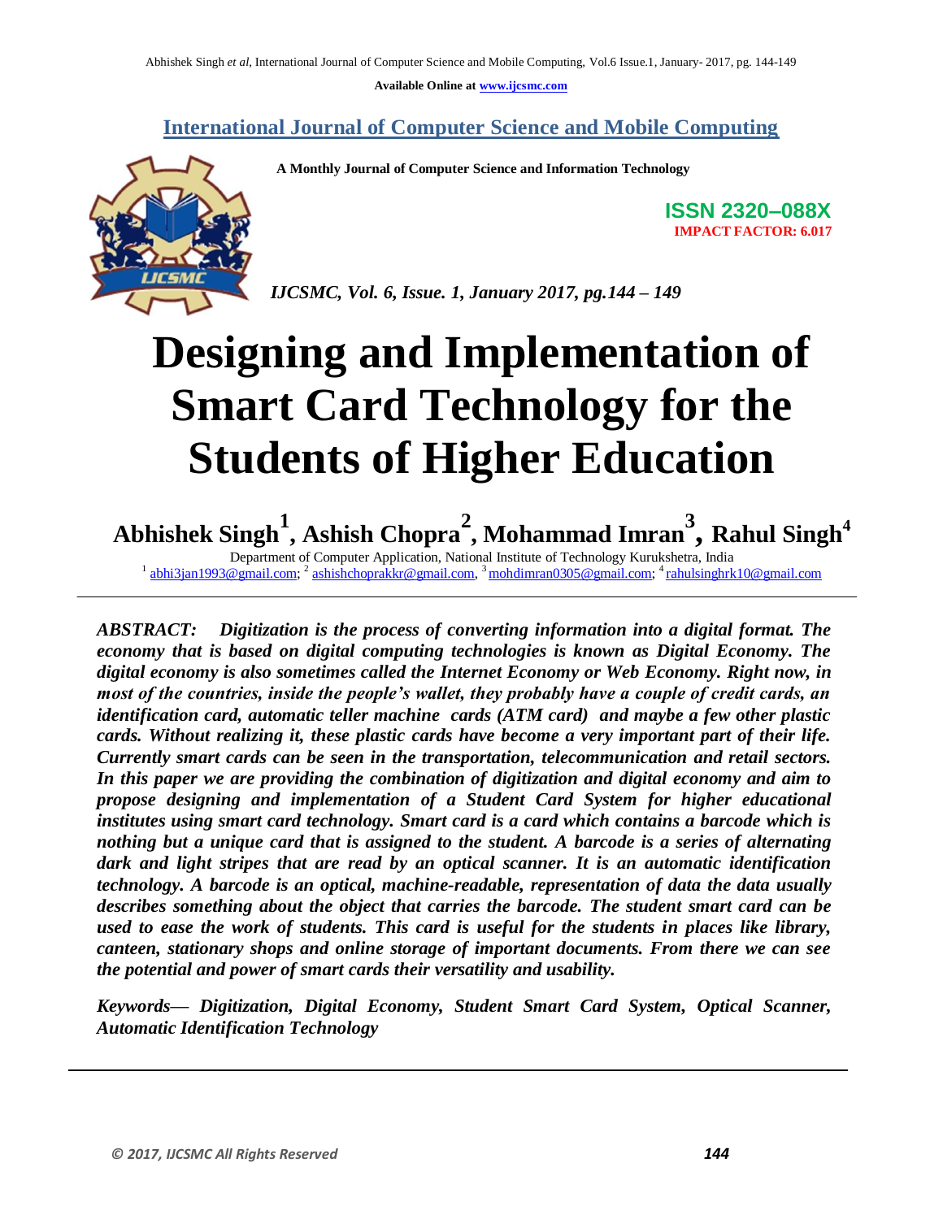# Designing and Implementation of Smart Card Technology for the Students of Higher Education

**Abhishek Singh[1], Ashish Chopra[2], Mohammad Imran[3], Rahul Singh[4]**

Department of Computer Application, National Institute of Technology Kurukshetra, India
[1] abhi3jan1993@gmail.com; [2] ashishchoprakkr@gmail.com, [3] mohdimran0305@gmail.com; [4] rahulsinghrk10@gmail.com

---

***ABSTRACT:*** ***Digitization is the process of converting information into a digital format. The economy that is based on digital computing technologies is known as Digital Economy. The digital economy is also sometimes called the Internet Economy or Web Economy. Right now, in most of the countries, inside the people's wallet, they probably have a couple of credit cards, an identification card, automatic teller machine cards (ATM card) and maybe a few other plastic cards. Without realizing it, these plastic cards have become a very important part of their life. Currently smart cards can be seen in the transportation, telecommunication and retail sectors. In this paper we are providing the combination of digitization and digital economy and aim to propose designing and implementation of a Student Smart Card System for higher educational institutes using smart card technology. Smart card is a card which contains a barcode which is nothing but a unique card that is assigned to the student. A barcode is a series of alternating dark and light stripes that are read by an optical scanner. It is an automatic identification technology. A barcode is an optical, machine-readable, representation of data the data usually describes something about the object that carries the barcode. The student smart card can be used to ease the work of students. This card is useful for the students in places like library, canteen, stationary shops and online storage of important documents. From there we can see the potential and power of smart cards their versatility and usability.***

***Keywords— Digitization, Digital Economy, Student Smart Card System, Optical Scanner, Automatic Identification Technology***

---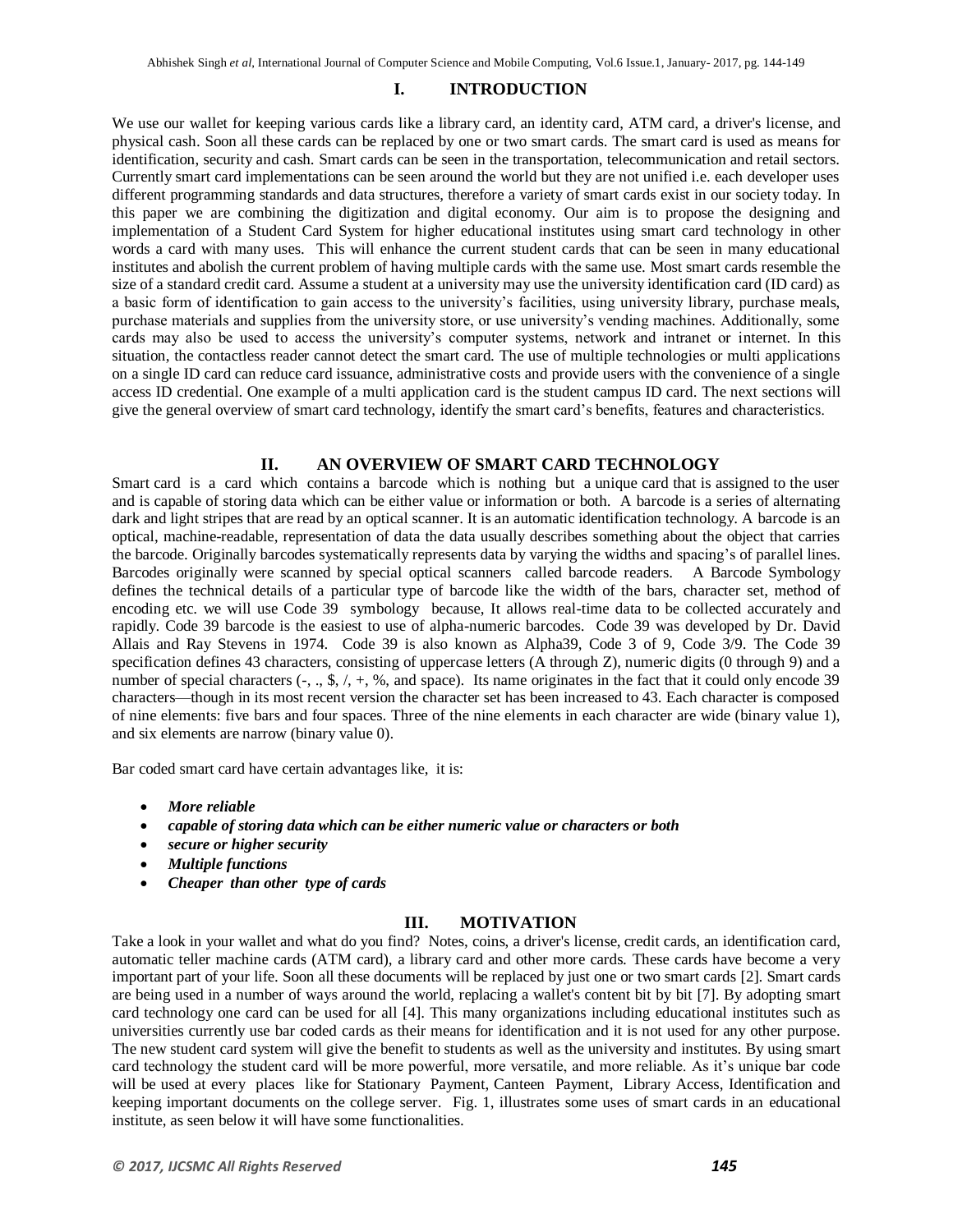## I. INTRODUCTION

We use our wallet for keeping various cards like a library card, an identity card, ATM card, a driver's license, and physical cash. Soon all these cards can be replaced by one or two smart cards. The smart card is used as means for identification, security and cash. Smart cards can be seen in the transportation, telecommunication and retail sectors. Currently smart card implementations can be seen around the world but they are not unified i.e. each developer uses different programming standards and data structures, therefore a variety of smart cards exist in our society today. In this paper we are combining the digitization and digital economy. Our aim is to propose the designing and implementation of a Student Card System for higher educational institutes using smart card technology in other words a card with many uses. This will enhance the current student cards that can be seen in many educational institutes and abolish the current problem of having multiple cards with the same use. Most smart cards resemble the size of a standard credit card. Assume a student at a university may use the university identification card (ID card) as a basic form of identification to gain access to the university's facilities, using university library, purchase meals, purchase materials and supplies from the university store, or use university's vending machines. Additionally, some cards may also be used to access the university's computer systems, network and intranet or internet. In this situation, the contactless reader cannot detect the smart card. The use of multiple technologies or multi applications on a single ID card can reduce card issuance, administrative costs and provide users with the convenience of a single access ID credential. One example of a multi application card is the student campus ID card. The next sections will give the general overview of smart card technology, identify the smart card's benefits, features and characteristics.

## II. AN OVERVIEW OF SMART CARD TECHNOLOGY

Smart card is a card which contains a barcode which is nothing but a unique card that is assigned to the user and is capable of storing data which can be either value or information or both. A barcode is a series of alternating dark and light stripes that are read by an optical scanner. It is an automatic identification technology. A barcode is an optical, machine-readable, representation of data the data usually describes something about the object that carries the barcode. Originally barcodes systematically represents data by varying the widths and spacing's of parallel lines. Barcodes originally were scanned by special optical scanners called barcode readers. A Barcode Symbology defines the technical details of a particular type of barcode like the width of the bars, character set, method of encoding etc. we will use Code 39 symbology because, It allows real-time data to be collected accurately and rapidly. Code 39 barcode is the easiest to use of alpha-numeric barcodes. Code 39 was developed by Dr. David Allais and Ray Stevens in 1974. Code 39 is also known as Alpha39, Code 3 of 9, Code 3/9. The Code 39 specification defines 43 characters, consisting of uppercase letters (A through Z), numeric digits (0 through 9) and a number of special characters (-, ., $, /, +, %, and space). Its name originates in the fact that it could only encode 39 characters—though in its most recent version the character set has been increased to 43. Each character is composed of nine elements: five bars and four spaces. Three of the nine elements in each character are wide (binary value 1), and six elements are narrow (binary value 0).

Bar coded smart card have certain advantages like, it is:

- ***More reliable***
- ***capable of storing data which can be either numeric value or characters or both***
- ***secure or higher security***
- ***Multiple functions***
- ***Cheaper than other type of cards***

## III. MOTIVATION

Take a look in your wallet and what do you find? Notes, coins, a driver's license, credit cards, an identification card, automatic teller machine cards (ATM card), a library card and other more cards. These cards have become a very important part of your life. Soon all these documents will be replaced by just one or two smart cards [2]. Smart cards are being used in a number of ways around the world, replacing a wallet's content bit by bit [7]. By adopting smart card technology one card can be used for all [4]. This many organizations including educational institutes such as universities currently use bar coded cards as their means for identification and it is not used for any other purpose. The new student card system will give the benefit to students as well as the university and institutes. By using smart card technology the student card will be more powerful, more versatile, and more reliable. As it's unique bar code will be used at every places like for Stationary Payment, Canteen Payment, Library Access, Identification and keeping important documents on the college server. Fig. 1, illustrates some uses of smart cards in an educational institute, as seen below it will have some functionalities.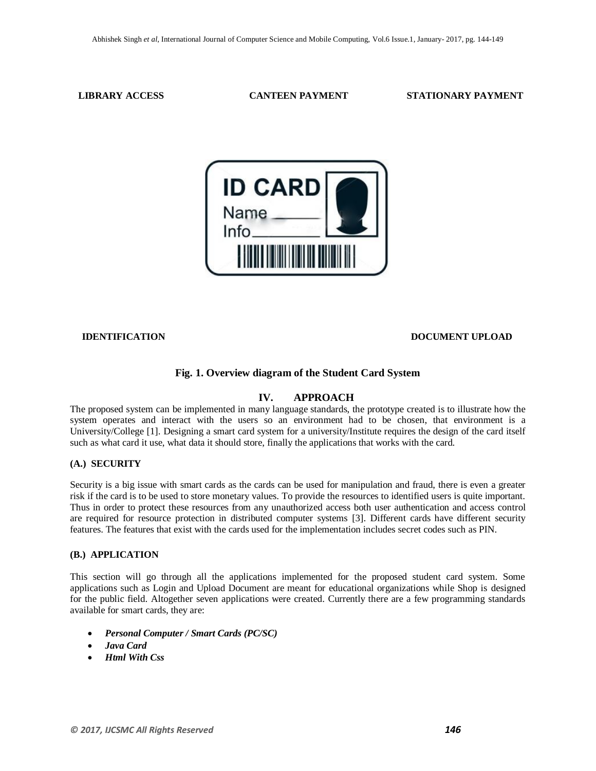**LIBRARY ACCESS** **CANTEEN PAYMENT** **STATIONARY PAYMENT**

**IDENTIFICATION** **DOCUMENT UPLOAD**

**Fig. 1. Overview diagram of the Student Card System**

## IV. APPROACH

The proposed system can be implemented in many language standards, the prototype created is to illustrate how the system operates and interact with the users so an environment had to be chosen, that environment is a University/College [1]. Designing a smart card system for a university/Institute requires the design of the card itself such as what card it use, what data it should store, finally the applications that works with the card.

### (A.) SECURITY

Security is a big issue with smart cards as the cards can be used for manipulation and fraud, there is even a greater risk if the card is to be used to store monetary values. To provide the resources to identified users is quite important. Thus in order to protect these resources from any unauthorized access both user authentication and access control are required for resource protection in distributed computer systems [3]. Different cards have different security features. The features that exist with the cards used for the implementation includes secret codes such as PIN.

### (B.) APPLICATION

This section will go through all the applications implemented for the proposed student card system. Some applications such as Login and Upload Document are meant for educational organizations while Shop is designed for the public field. Altogether seven applications were created. Currently there are a few programming standards available for smart cards, they are:

- ***Personal Computer / Smart Cards (PC/SC)***
- ***Java Card***
- ***Html With Css***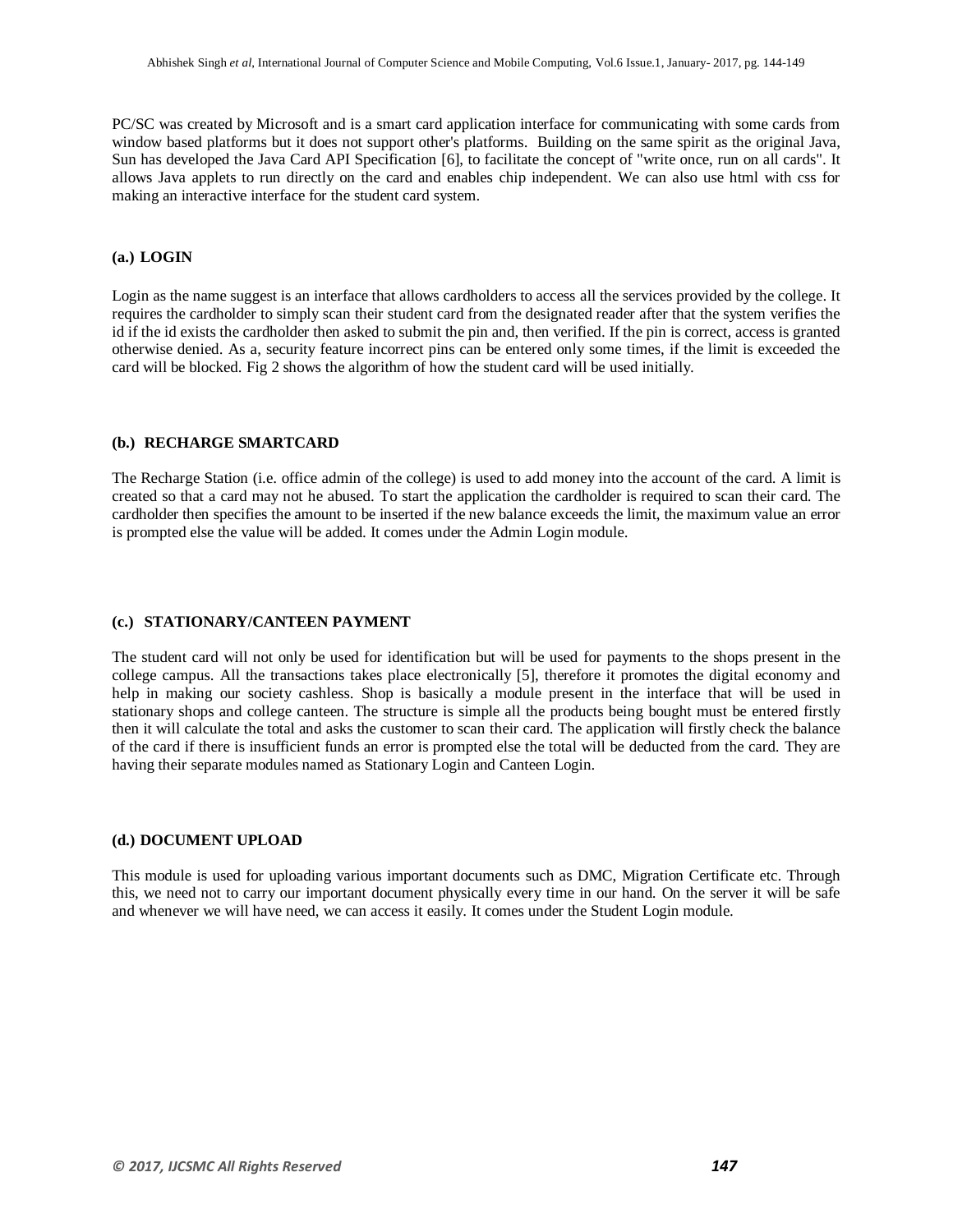PC/SC was created by Microsoft and is a smart card application interface for communicating with some cards from window based platforms but it does not support other's platforms. Building on the same spirit as the original Java, Sun has developed the Java Card API Specification [6], to facilitate the concept of "write once, run on all cards". It allows Java applets to run directly on the card and enables chip independent. We can also use html with css for making an interactive interface for the student card system.

### (a.) LOGIN

Login as the name suggest is an interface that allows cardholders to access all the services provided by the college. It requires the cardholder to simply scan their student card from the designated reader after that the system verifies the id if the id exists the cardholder then asked to submit the pin and, then verified. If the pin is correct, access is granted otherwise denied. As a, security feature incorrect pins can be entered only some times, if the limit is exceeded the card will be blocked. Fig 2 shows the algorithm of how the student card will be used initially.

### (b.) RECHARGE SMARTCARD

The Recharge Station (i.e. office admin of the college) is used to add money into the account of the card. A limit is created so that a card may not he abused. To start the application the cardholder is required to scan their card. The cardholder then specifies the amount to be inserted if the new balance exceeds the limit, the maximum value an error is prompted else the value will be added. It comes under the Admin Login module.

### (c.) STATIONARY/CANTEEN PAYMENT

The student card will not only be used for identification but will be used for payments to the shops present in the college campus. All the transactions takes place electronically [5], therefore it promotes the digital economy and help in making our society cashless. Shop is basically a module present in the interface that will be used in stationary shops and college canteen. The structure is simple all the products being bought must be entered firstly then it will calculate the total and asks the customer to scan their card. The application will firstly check the balance of the card if there is insufficient funds an error is prompted else the total will be deducted from the card. They are having their separate modules named as Stationary Login and Canteen Login.

### (d.) DOCUMENT UPLOAD

This module is used for uploading various important documents such as DMC, Migration Certificate etc. Through this, we need not to carry our important document physically every time in our hand. On the server it will be safe and whenever we will have need, we can access it easily. It comes under the Student Login module.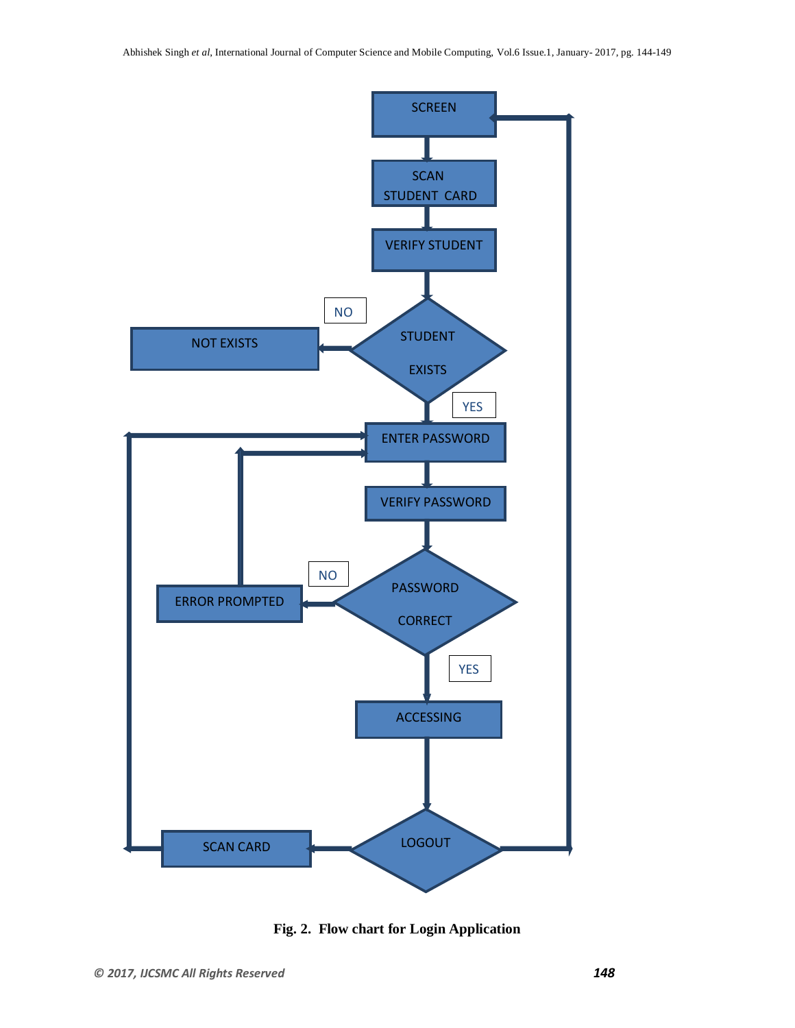**Fig. 2. Flow chart for Login Application**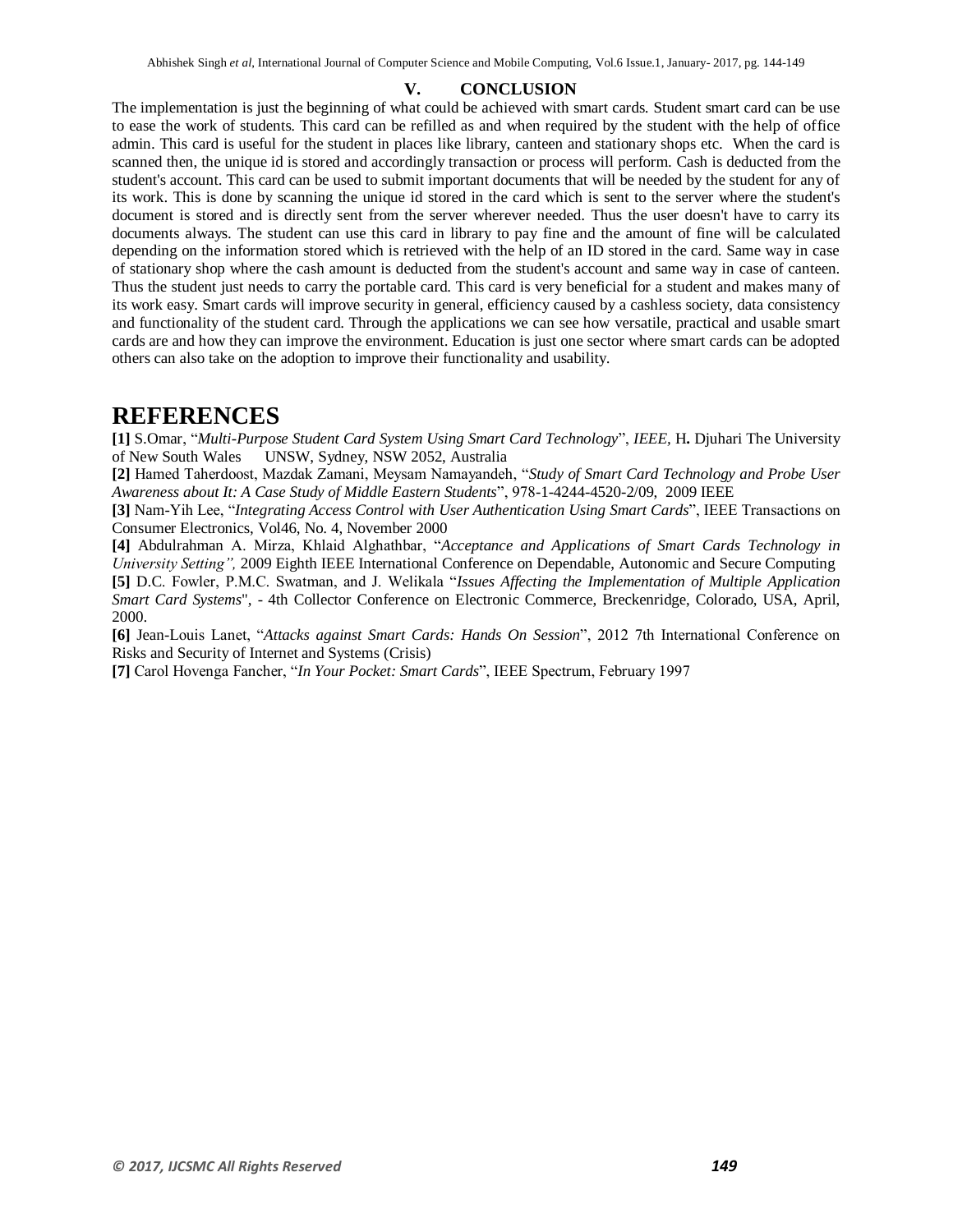## V. CONCLUSION

The implementation is just the beginning of what could be achieved with smart cards. Student smart card can be use to ease the work of students. This card can be refilled as and when required by the student with the help of office admin. This card is useful for the student in places like library, canteen and stationary shops etc. When the card is scanned then, the unique id is stored and accordingly transaction or process will perform. Cash is deducted from the student's account. This card can be used to submit important documents that will be needed by the student for any of its work. This is done by scanning the unique id stored in the card which is sent to the server where the student's document is stored and is directly sent from the server wherever needed. Thus the user doesn't have to carry its documents always. The student can use this card in library to pay fine and the amount of fine will be calculated depending on the information stored which is retrieved with the help of an ID stored in the card. Same way in case of stationary shop where the cash amount is deducted from the student's account and same way in case of canteen. Thus the student just needs to carry the portable card. This card is very beneficial for a student and makes many of its work easy. Smart cards will improve security in general, efficiency caused by a cashless society, data consistency and functionality of the student card. Through the applications we can see how versatile, practical and usable smart cards are and how they can improve the environment. Education is just one sector where smart cards can be adopted others can also take on the adoption to improve their functionality and usability.

# REFERENCES

**[1]** S.Omar, "*Multi-Purpose Student Card System Using Smart Card Technology*", *IEEE*, H**.** Djuhari The University of New South Wales UNSW, Sydney, NSW 2052, Australia

**[2]** Hamed Taherdoost, Mazdak Zamani, Meysam Namayandeh, "*Study of Smart Card Technology and Probe User Awareness about It: A Case Study of Middle Eastern Students*", 978-1-4244-4520-2/09, 2009 IEEE

**[3]** Nam-Yih Lee, "*Integrating Access Control with User Authentication Using Smart Cards*", IEEE Transactions on Consumer Electronics, Vol46, No. 4, November 2000

**[4]** Abdulrahman A. Mirza, Khlaid Alghathbar, "*Acceptance and Applications of Smart Cards Technology in University Setting",* 2009 Eighth IEEE International Conference on Dependable, Autonomic and Secure Computing

**[5]** D.C. Fowler, P.M.C. Swatman, and J. Welikala "*Issues Affecting the Implementation of Multiple Application Smart Card Systems*", - 4th Collector Conference on Electronic Commerce, Breckenridge, Colorado, USA, April, 2000.

**[6]** Jean-Louis Lanet, "*Attacks against Smart Cards: Hands On Session*", 2012 7th International Conference on Risks and Security of Internet and Systems (Crisis)

**[7]** Carol Hovenga Fancher, "*In Your Pocket: Smart Cards*", IEEE Spectrum, February 1997